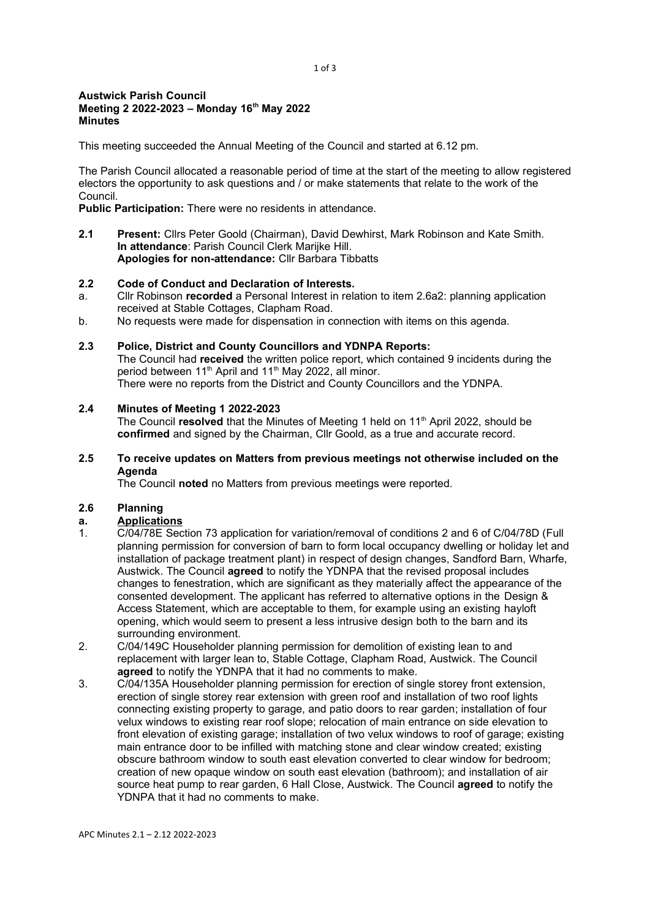**Austwick Parish Council**
**Meeting 2 2022-2023 – Monday 16th May 2022**
**Minutes**

This meeting succeeded the Annual Meeting of the Council and started at 6.12 pm.

The Parish Council allocated a reasonable period of time at the start of the meeting to allow registered electors the opportunity to ask questions and / or make statements that relate to the work of the Council.

**Public Participation:** There were no residents in attendance.

**2.1 Present:** Cllrs Peter Goold (Chairman), David Dewhirst, Mark Robinson and Kate Smith.
**In attendance**: Parish Council Clerk Marijke Hill.
**Apologies for non-attendance:** Cllr Barbara Tibbatts

**2.2 Code of Conduct and Declaration of Interests.**

a. Cllr Robinson **recorded** a Personal Interest in relation to item 2.6a2: planning application received at Stable Cottages, Clapham Road.
b. No requests were made for dispensation in connection with items on this agenda.

**2.3 Police, District and County Councillors and YDNPA Reports:**

The Council had **received** the written police report, which contained 9 incidents during the period between 11th April and 11th May 2022, all minor.
There were no reports from the District and County Councillors and the YDNPA.

**2.4 Minutes of Meeting 1 2022-2023**

The Council **resolved** that the Minutes of Meeting 1 held on 11th April 2022, should be **confirmed** and signed by the Chairman, Cllr Goold, as a true and accurate record.

**2.5 To receive updates on Matters from previous meetings not otherwise included on the Agenda**

The Council **noted** no Matters from previous meetings were reported.

**2.6 Planning**

**a. Applications**

1. C/04/78E Section 73 application for variation/removal of conditions 2 and 6 of C/04/78D (Full planning permission for conversion of barn to form local occupancy dwelling or holiday let and installation of package treatment plant) in respect of design changes, Sandford Barn, Wharfe, Austwick. The Council **agreed** to notify the YDNPA that the revised proposal includes changes to fenestration, which are significant as they materially affect the appearance of the consented development. The applicant has referred to alternative options in the Design & Access Statement, which are acceptable to them, for example using an existing hayloft opening, which would seem to present a less intrusive design both to the barn and its surrounding environment.
2. C/04/149C Householder planning permission for demolition of existing lean to and replacement with larger lean to, Stable Cottage, Clapham Road, Austwick. The Council **agreed** to notify the YDNPA that it had no comments to make.
3. C/04/135A Householder planning permission for erection of single storey front extension, erection of single storey rear extension with green roof and installation of two roof lights connecting existing property to garage, and patio doors to rear garden; installation of four velux windows to existing rear roof slope; relocation of main entrance on side elevation to front elevation of existing garage; installation of two velux windows to roof of garage; existing main entrance door to be infilled with matching stone and clear window created; existing obscure bathroom window to south east elevation converted to clear window for bedroom; creation of new opaque window on south east elevation (bathroom); and installation of air source heat pump to rear garden, 6 Hall Close, Austwick. The Council **agreed** to notify the YDNPA that it had no comments to make.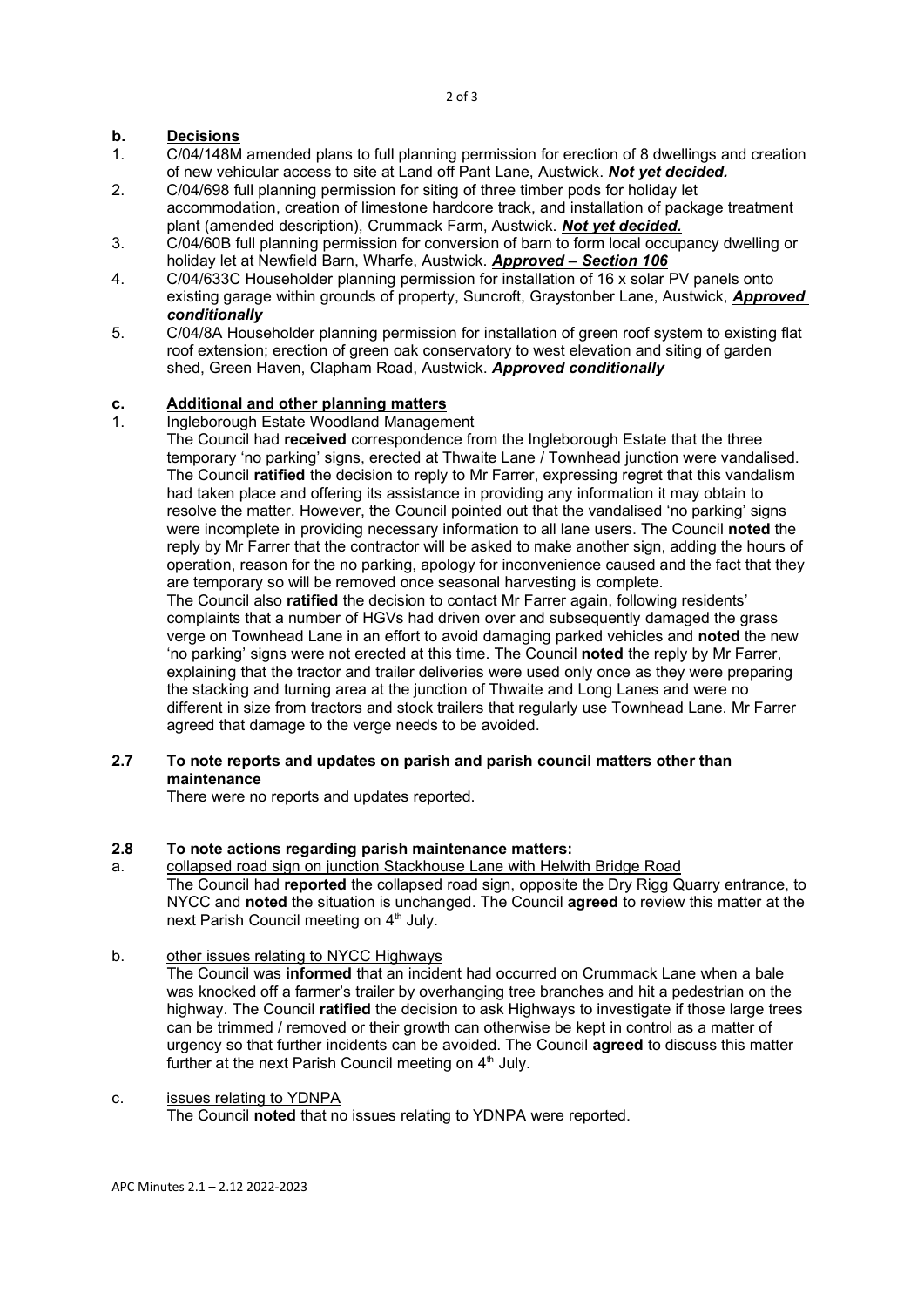## b. Decisions

1. C/04/148M amended plans to full planning permission for erection of 8 dwellings and creation of new vehicular access to site at Land off Pant Lane, Austwick. ***Not yet decided.***
2. C/04/698 full planning permission for siting of three timber pods for holiday let accommodation, creation of limestone hardcore track, and installation of package treatment plant (amended description), Crummack Farm, Austwick. ***Not yet decided.***
3. C/04/60B full planning permission for conversion of barn to form local occupancy dwelling or holiday let at Newfield Barn, Wharfe, Austwick. ***Approved – Section 106***
4. C/04/633C Householder planning permission for installation of 16 x solar PV panels onto existing garage within grounds of property, Suncroft, Graystonber Lane, Austwick, ***Approved conditionally***
5. C/04/8A Householder planning permission for installation of green roof system to existing flat roof extension; erection of green oak conservatory to west elevation and siting of garden shed, Green Haven, Clapham Road, Austwick. ***Approved conditionally***

## c. Additional and other planning matters

1. Ingleborough Estate Woodland Management

   The Council had **received** correspondence from the Ingleborough Estate that the three temporary 'no parking' signs, erected at Thwaite Lane / Townhead junction were vandalised. The Council **ratified** the decision to reply to Mr Farrer, expressing regret that this vandalism had taken place and offering its assistance in providing any information it may obtain to resolve the matter. However, the Council pointed out that the vandalised 'no parking' signs were incomplete in providing necessary information to all lane users. The Council **noted** the reply by Mr Farrer that the contractor will be asked to make another sign, adding the hours of operation, reason for the no parking, apology for inconvenience caused and the fact that they are temporary so will be removed once seasonal harvesting is complete.

   The Council also **ratified** the decision to contact Mr Farrer again, following residents' complaints that a number of HGVs had driven over and subsequently damaged the grass verge on Townhead Lane in an effort to avoid damaging parked vehicles and **noted** the new 'no parking' signs were not erected at this time. The Council **noted** the reply by Mr Farrer, explaining that the tractor and trailer deliveries were used only once as they were preparing the stacking and turning area at the junction of Thwaite and Long Lanes and were no different in size from tractors and stock trailers that regularly use Townhead Lane. Mr Farrer agreed that damage to the verge needs to be avoided.

## 2.7 To note reports and updates on parish and parish council matters other than maintenance

There were no reports and updates reported.

## 2.8 To note actions regarding parish maintenance matters:

a. collapsed road sign on junction Stackhouse Lane with Helwith Bridge Road

   The Council had **reported** the collapsed road sign, opposite the Dry Rigg Quarry entrance, to NYCC and **noted** the situation is unchanged. The Council **agreed** to review this matter at the next Parish Council meeting on 4th July.

b. other issues relating to NYCC Highways

   The Council was **informed** that an incident had occurred on Crummack Lane when a bale was knocked off a farmer's trailer by overhanging tree branches and hit a pedestrian on the highway. The Council **ratified** the decision to ask Highways to investigate if those large trees can be trimmed / removed or their growth can otherwise be kept in control as a matter of urgency so that further incidents can be avoided. The Council **agreed** to discuss this matter further at the next Parish Council meeting on 4th July.

c. issues relating to YDNPA

   The Council **noted** that no issues relating to YDNPA were reported.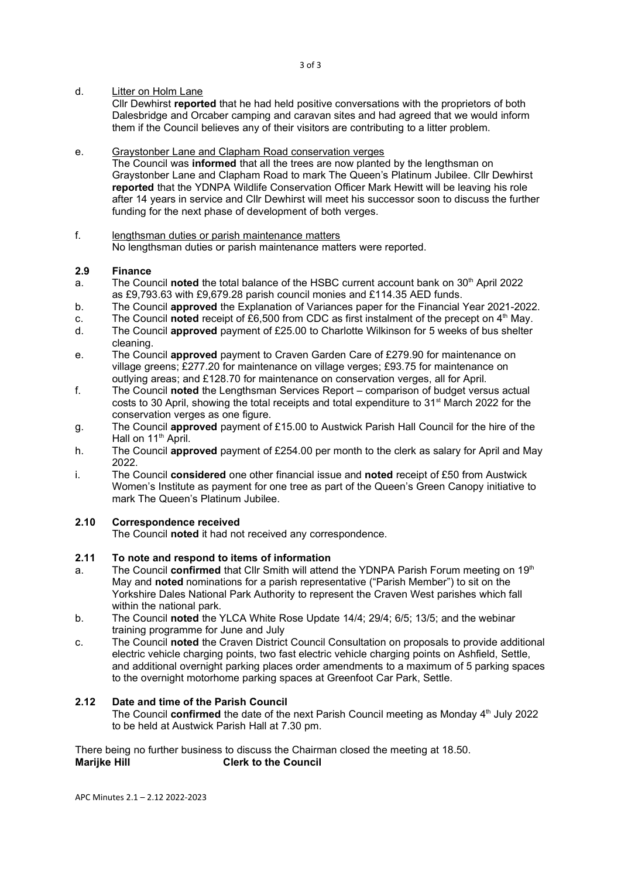d. Litter on Holm Lane

Cllr Dewhirst **reported** that he had held positive conversations with the proprietors of both Dalesbridge and Orcaber camping and caravan sites and had agreed that we would inform them if the Council believes any of their visitors are contributing to a litter problem.

e. Graystonber Lane and Clapham Road conservation verges

The Council was **informed** that all the trees are now planted by the lengthsman on Graystonber Lane and Clapham Road to mark The Queen's Platinum Jubilee. Cllr Dewhirst **reported** that the YDNPA Wildlife Conservation Officer Mark Hewitt will be leaving his role after 14 years in service and Cllr Dewhirst will meet his successor soon to discuss the further funding for the next phase of development of both verges.

f. lengthsman duties or parish maintenance matters

No lengthsman duties or parish maintenance matters were reported.

**2.9 Finance**

a. The Council **noted** the total balance of the HSBC current account bank on 30th April 2022 as £9,793.63 with £9,679.28 parish council monies and £114.35 AED funds.

b. The Council **approved** the Explanation of Variances paper for the Financial Year 2021-2022.

c. The Council **noted** receipt of £6,500 from CDC as first instalment of the precept on 4th May.

d. The Council **approved** payment of £25.00 to Charlotte Wilkinson for 5 weeks of bus shelter cleaning.

e. The Council **approved** payment to Craven Garden Care of £279.90 for maintenance on village greens; £277.20 for maintenance on village verges; £93.75 for maintenance on outlying areas; and £128.70 for maintenance on conservation verges, all for April.

f. The Council **noted** the Lengthsman Services Report – comparison of budget versus actual costs to 30 April, showing the total receipts and total expenditure to 31st March 2022 for the conservation verges as one figure.

g. The Council **approved** payment of £15.00 to Austwick Parish Hall Council for the hire of the Hall on 11th April.

h. The Council **approved** payment of £254.00 per month to the clerk as salary for April and May 2022.

i. The Council **considered** one other financial issue and **noted** receipt of £50 from Austwick Women's Institute as payment for one tree as part of the Queen's Green Canopy initiative to mark The Queen's Platinum Jubilee.

**2.10 Correspondence received**

The Council **noted** it had not received any correspondence.

**2.11 To note and respond to items of information**

a. The Council **confirmed** that Cllr Smith will attend the YDNPA Parish Forum meeting on 19th May and **noted** nominations for a parish representative ("Parish Member") to sit on the Yorkshire Dales National Park Authority to represent the Craven West parishes which fall within the national park.

b. The Council **noted** the YLCA White Rose Update 14/4; 29/4; 6/5; 13/5; and the webinar training programme for June and July

c. The Council **noted** the Craven District Council Consultation on proposals to provide additional electric vehicle charging points, two fast electric vehicle charging points on Ashfield, Settle, and additional overnight parking places order amendments to a maximum of 5 parking spaces to the overnight motorhome parking spaces at Greenfoot Car Park, Settle.

**2.12 Date and time of the Parish Council**

The Council **confirmed** the date of the next Parish Council meeting as Monday 4th July 2022 to be held at Austwick Parish Hall at 7.30 pm.

There being no further business to discuss the Chairman closed the meeting at 18.50.

**Marijke Hill** **Clerk to the Council**

APC Minutes 2.1 – 2.12 2022-2023